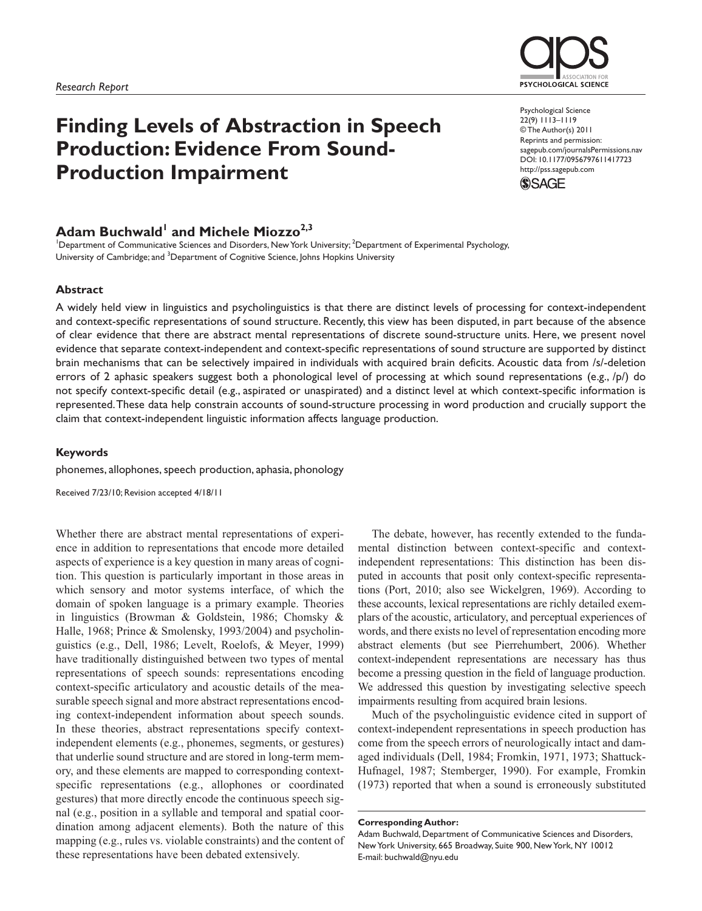*Research Report*

# Finding Levels of Abstraction in Speech Production: Evidence From Sound-Production Impairment

Psychological Science
22(9) 1113–1119
© The Author(s) 2011
Reprints and permission:
sagepub.com/journalsPermissions.nav
DOI: 10.1177/0956797611417723
http://pss.sagepub.com

**Adam Buchwald[1] and Michele Miozzo[2,3]**

[1]Department of Communicative Sciences and Disorders, New York University; [2]Department of Experimental Psychology, University of Cambridge; and [3]Department of Cognitive Science, Johns Hopkins University

### Abstract

A widely held view in linguistics and psycholinguistics is that there are distinct levels of processing for context-independent and context-specific representations of sound structure. Recently, this view has been disputed, in part because of the absence of clear evidence that there are abstract mental representations of discrete sound-structure units. Here, we present novel evidence that separate context-independent and context-specific representations of sound structure are supported by distinct brain mechanisms that can be selectively impaired in individuals with acquired brain deficits. Acoustic data from /s/-deletion errors of 2 aphasic speakers suggest both a phonological level of processing at which sound representations (e.g., /p/) do not specify context-specific detail (e.g., aspirated or unaspirated) and a distinct level at which context-specific information is represented. These data help constrain accounts of sound-structure processing in word production and crucially support the claim that context-independent linguistic information affects language production.

### Keywords

phonemes, allophones, speech production, aphasia, phonology

Received 7/23/10; Revision accepted 4/18/11

Whether there are abstract mental representations of experience in addition to representations that encode more detailed aspects of experience is a key question in many areas of cognition. This question is particularly important in those areas in which sensory and motor systems interface, of which the domain of spoken language is a primary example. Theories in linguistics (Browman & Goldstein, 1986; Chomsky & Halle, 1968; Prince & Smolensky, 1993/2004) and psycholinguistics (e.g., Dell, 1986; Levelt, Roelofs, & Meyer, 1999) have traditionally distinguished between two types of mental representations of speech sounds: representations encoding context-specific articulatory and acoustic details of the measurable speech signal and more abstract representations encoding context-independent information about speech sounds. In these theories, abstract representations specify context-independent elements (e.g., phonemes, segments, or gestures) that underlie sound structure and are stored in long-term memory, and these elements are mapped to corresponding context-specific representations (e.g., allophones or coordinated gestures) that more directly encode the continuous speech signal (e.g., position in a syllable and temporal and spatial coordination among adjacent elements). Both the nature of this mapping (e.g., rules vs. violable constraints) and the content of these representations have been debated extensively.

The debate, however, has recently extended to the fundamental distinction between context-specific and context-independent representations: This distinction has been disputed in accounts that posit only context-specific representations (Port, 2010; also see Wickelgren, 1969). According to these accounts, lexical representations are richly detailed exemplars of the acoustic, articulatory, and perceptual experiences of words, and there exists no level of representation encoding more abstract elements (but see Pierrehumbert, 2006). Whether context-independent representations are necessary has thus become a pressing question in the field of language production. We addressed this question by investigating selective speech impairments resulting from acquired brain lesions.

Much of the psycholinguistic evidence cited in support of context-independent representations in speech production has come from the speech errors of neurologically intact and damaged individuals (Dell, 1984; Fromkin, 1971, 1973; Shattuck-Hufnagel, 1987; Stemberger, 1990). For example, Fromkin (1973) reported that when a sound is erroneously substituted

**Corresponding Author:**
Adam Buchwald, Department of Communicative Sciences and Disorders, New York University, 665 Broadway, Suite 900, New York, NY 10012
E-mail: buchwald@nyu.edu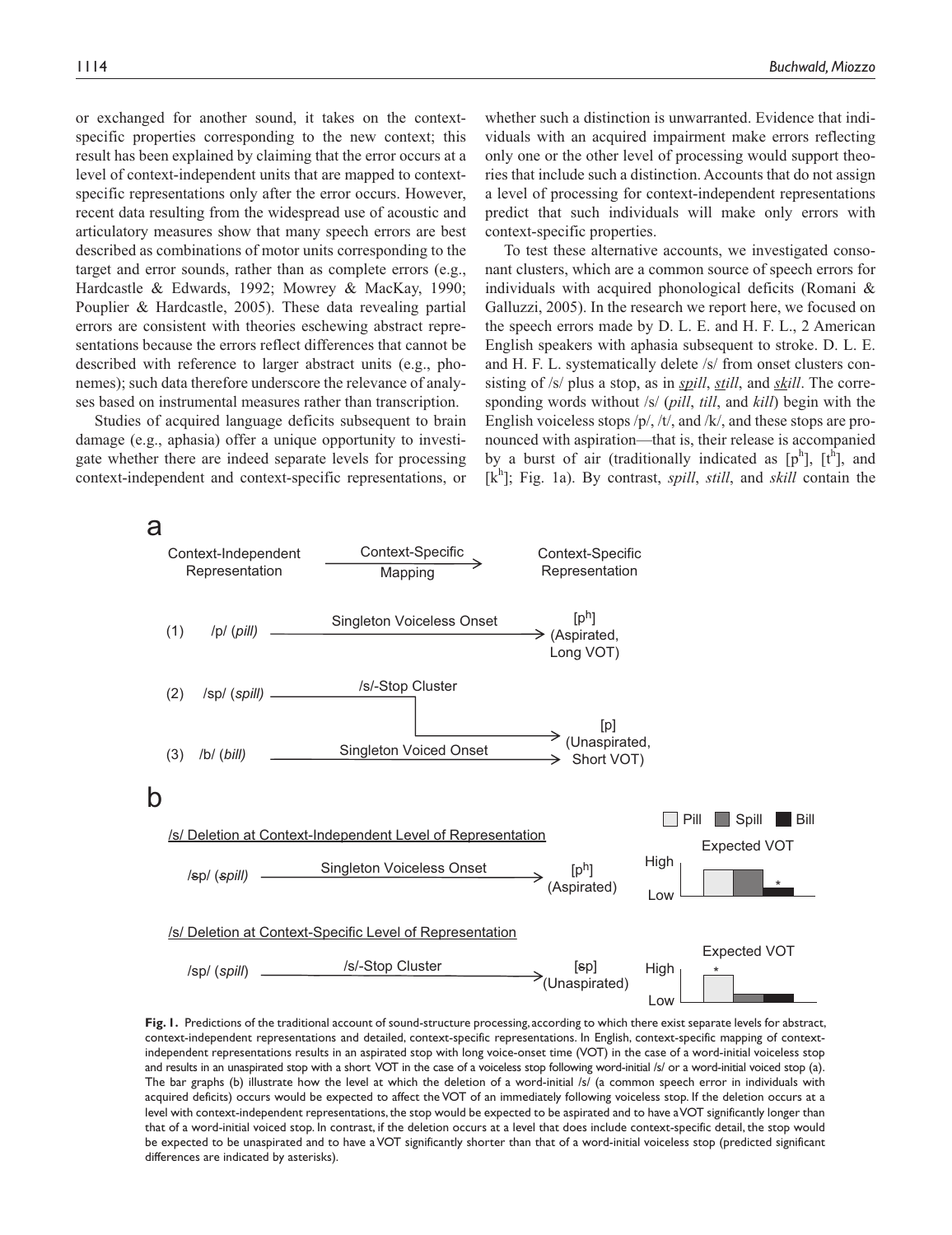or exchanged for another sound, it takes on the context-specific properties corresponding to the new context; this result has been explained by claiming that the error occurs at a level of context-independent units that are mapped to context-specific representations only after the error occurs. However, recent data resulting from the widespread use of acoustic and articulatory measures show that many speech errors are best described as combinations of motor units corresponding to the target and error sounds, rather than as complete errors (e.g., Hardcastle & Edwards, 1992; Mowrey & MacKay, 1990; Pouplier & Hardcastle, 2005). These data revealing partial errors are consistent with theories eschewing abstract representations because the errors reflect differences that cannot be described with reference to larger abstract units (e.g., phonemes); such data therefore underscore the relevance of analyses based on instrumental measures rather than transcription.

Studies of acquired language deficits subsequent to brain damage (e.g., aphasia) offer a unique opportunity to investigate whether there are indeed separate levels for processing context-independent and context-specific representations, or whether such a distinction is unwarranted. Evidence that individuals with an acquired impairment make errors reflecting only one or the other level of processing would support theories that include such a distinction. Accounts that do not assign a level of processing for context-independent representations predict that such individuals will make only errors with context-specific properties.

To test these alternative accounts, we investigated consonant clusters, which are a common source of speech errors for individuals with acquired phonological deficits (Romani & Galluzzi, 2005). In the research we report here, we focused on the speech errors made by D. L. E. and H. F. L., 2 American English speakers with aphasia subsequent to stroke. D. L. E. and H. F. L. systematically delete /s/ from onset clusters consisting of /s/ plus a stop, as in *spill*, *still*, and *skill*. The corresponding words without /s/ (*pill*, *till*, and *kill*) begin with the English voiceless stops /p/, /t/, and /k/, and these stops are pronounced with aspiration—that is, their release is accompanied by a burst of air (traditionally indicated as [p$^h$], [t$^h$], and [k$^h$]; Fig. 1a). By contrast, *spill*, *still*, and *skill* contain the

**Fig. 1.** Predictions of the traditional account of sound-structure processing, according to which there exist separate levels for abstract, context-independent representations and detailed, context-specific representations. In English, context-specific mapping of context-independent representations results in an aspirated stop with long voice-onset time (VOT) in the case of a word-initial voiceless stop and results in an unaspirated stop with a short VOT in the case of a voiceless stop following word-initial /s/ or a word-initial voiced stop (a). The bar graphs (b) illustrate how the level at which the deletion of a word-initial /s/ (a common speech error in individuals with acquired deficits) occurs would be expected to affect the VOT of an immediately following voiceless stop. If the deletion occurs at a level with context-independent representations, the stop would be expected to be aspirated and to have a VOT significantly longer than that of a word-initial voiced stop. In contrast, if the deletion occurs at a level that does include context-specific detail, the stop would be expected to be unaspirated and to have a VOT significantly shorter than that of a word-initial voiceless stop (predicted significant differences are indicated by asterisks).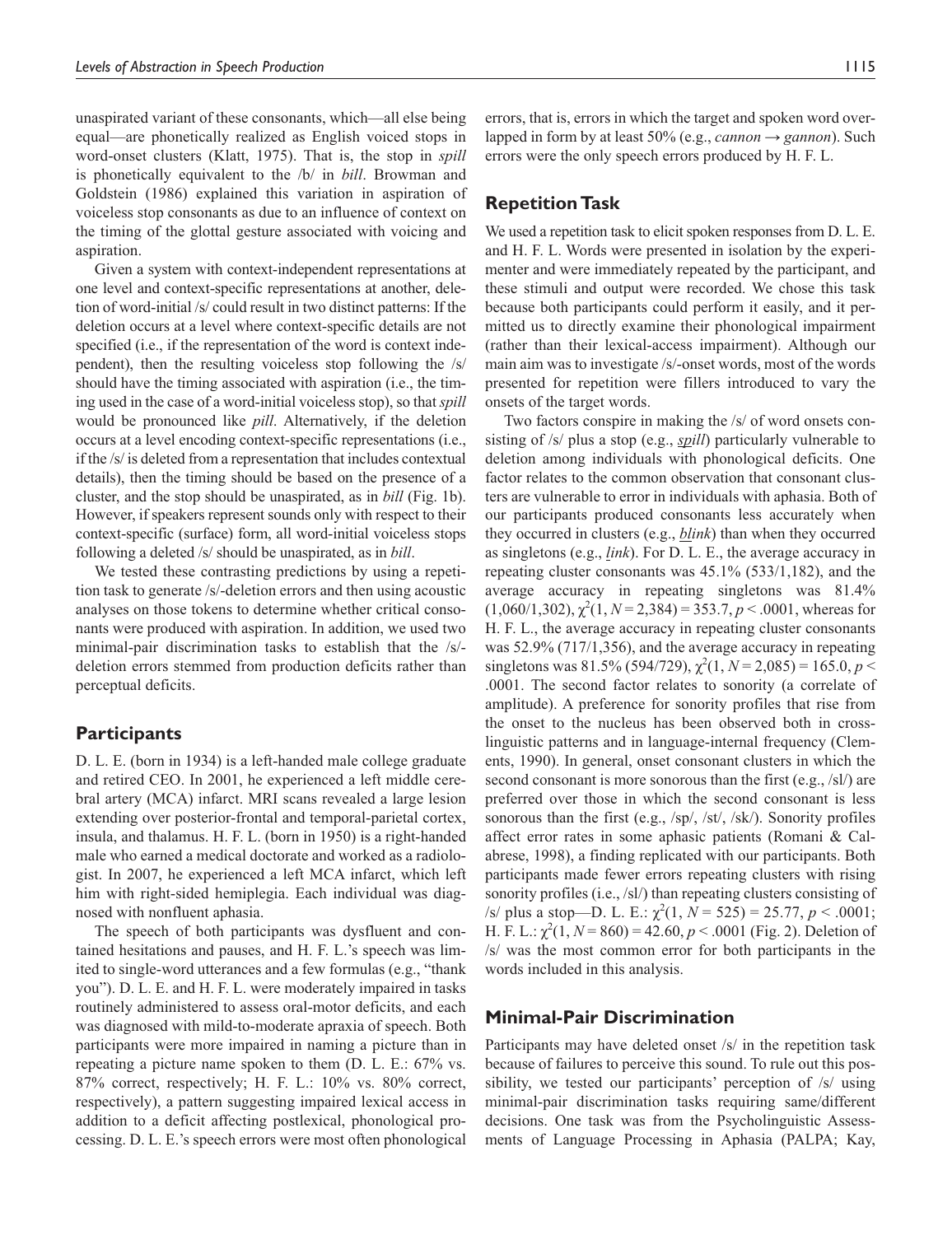unaspirated variant of these consonants, which—all else being equal—are phonetically realized as English voiced stops in word-onset clusters (Klatt, 1975). That is, the stop in *spill* is phonetically equivalent to the /b/ in *bill*. Browman and Goldstein (1986) explained this variation in aspiration of voiceless stop consonants as due to an influence of context on the timing of the glottal gesture associated with voicing and aspiration.

Given a system with context-independent representations at one level and context-specific representations at another, deletion of word-initial /s/ could result in two distinct patterns: If the deletion occurs at a level where context-specific details are not specified (i.e., if the representation of the word is context independent), then the resulting voiceless stop following the /s/ should have the timing associated with aspiration (i.e., the timing used in the case of a word-initial voiceless stop), so that *spill* would be pronounced like *pill*. Alternatively, if the deletion occurs at a level encoding context-specific representations (i.e., if the /s/ is deleted from a representation that includes contextual details), then the timing should be based on the presence of a cluster, and the stop should be unaspirated, as in *bill* (Fig. 1b). However, if speakers represent sounds only with respect to their context-specific (surface) form, all word-initial voiceless stops following a deleted /s/ should be unaspirated, as in *bill*.

We tested these contrasting predictions by using a repetition task to generate /s/-deletion errors and then using acoustic analyses on those tokens to determine whether critical consonants were produced with aspiration. In addition, we used two minimal-pair discrimination tasks to establish that the /s/-deletion errors stemmed from production deficits rather than perceptual deficits.

## Participants

D. L. E. (born in 1934) is a left-handed male college graduate and retired CEO. In 2001, he experienced a left middle cerebral artery (MCA) infarct. MRI scans revealed a large lesion extending over posterior-frontal and temporal-parietal cortex, insula, and thalamus. H. F. L. (born in 1950) is a right-handed male who earned a medical doctorate and worked as a radiologist. In 2007, he experienced a left MCA infarct, which left him with right-sided hemiplegia. Each individual was diagnosed with nonfluent aphasia.

The speech of both participants was dysfluent and contained hesitations and pauses, and H. F. L.'s speech was limited to single-word utterances and a few formulas (e.g., "thank you"). D. L. E. and H. F. L. were moderately impaired in tasks routinely administered to assess oral-motor deficits, and each was diagnosed with mild-to-moderate apraxia of speech. Both participants were more impaired in naming a picture than in repeating a picture name spoken to them (D. L. E.: 67% vs. 87% correct, respectively; H. F. L.: 10% vs. 80% correct, respectively), a pattern suggesting impaired lexical access in addition to a deficit affecting postlexical, phonological processing. D. L. E.'s speech errors were most often phonological errors, that is, errors in which the target and spoken word overlapped in form by at least 50% (e.g., *cannon* → *gannon*). Such errors were the only speech errors produced by H. F. L.

## Repetition Task

We used a repetition task to elicit spoken responses from D. L. E. and H. F. L. Words were presented in isolation by the experimenter and were immediately repeated by the participant, and these stimuli and output were recorded. We chose this task because both participants could perform it easily, and it permitted us to directly examine their phonological impairment (rather than their lexical-access impairment). Although our main aim was to investigate /s/-onset words, most of the words presented for repetition were fillers introduced to vary the onsets of the target words.

Two factors conspire in making the /s/ of word onsets consisting of /s/ plus a stop (e.g., ***s**pill*) particularly vulnerable to deletion among individuals with phonological deficits. One factor relates to the common observation that consonant clusters are vulnerable to error in individuals with aphasia. Both of our participants produced consonants less accurately when they occurred in clusters (e.g., ***bl**ink*) than when they occurred as singletons (e.g., ***l**ink*). For D. L. E., the average accuracy in repeating cluster consonants was 45.1% (533/1,182), and the average accuracy in repeating singletons was 81.4% (1,060/1,302), $\chi^2(1, N = 2{,}384) = 353.7$, $p < .0001$, whereas for H. F. L., the average accuracy in repeating cluster consonants was 52.9% (717/1,356), and the average accuracy in repeating singletons was 81.5% (594/729), $\chi^2(1, N = 2{,}085) = 165.0$, $p < .0001$. The second factor relates to sonority (a correlate of amplitude). A preference for sonority profiles that rise from the onset to the nucleus has been observed both in cross-linguistic patterns and in language-internal frequency (Clements, 1990). In general, onset consonant clusters in which the second consonant is more sonorous than the first (e.g., /sl/) are preferred over those in which the second consonant is less sonorous than the first (e.g., /sp/, /st/, /sk/). Sonority profiles affect error rates in some aphasic patients (Romani & Calabrese, 1998), a finding replicated with our participants. Both participants made fewer errors repeating clusters with rising sonority profiles (i.e., /sl/) than repeating clusters consisting of /s/ plus a stop—D. L. E.: $\chi^2(1, N = 525) = 25.77$, $p < .0001$; H. F. L.: $\chi^2(1, N = 860) = 42.60$, $p < .0001$ (Fig. 2). Deletion of /s/ was the most common error for both participants in the words included in this analysis.

## Minimal-Pair Discrimination

Participants may have deleted onset /s/ in the repetition task because of failures to perceive this sound. To rule out this possibility, we tested our participants' perception of /s/ using minimal-pair discrimination tasks requiring same/different decisions. One task was from the Psycholinguistic Assessments of Language Processing in Aphasia (PALPA; Kay,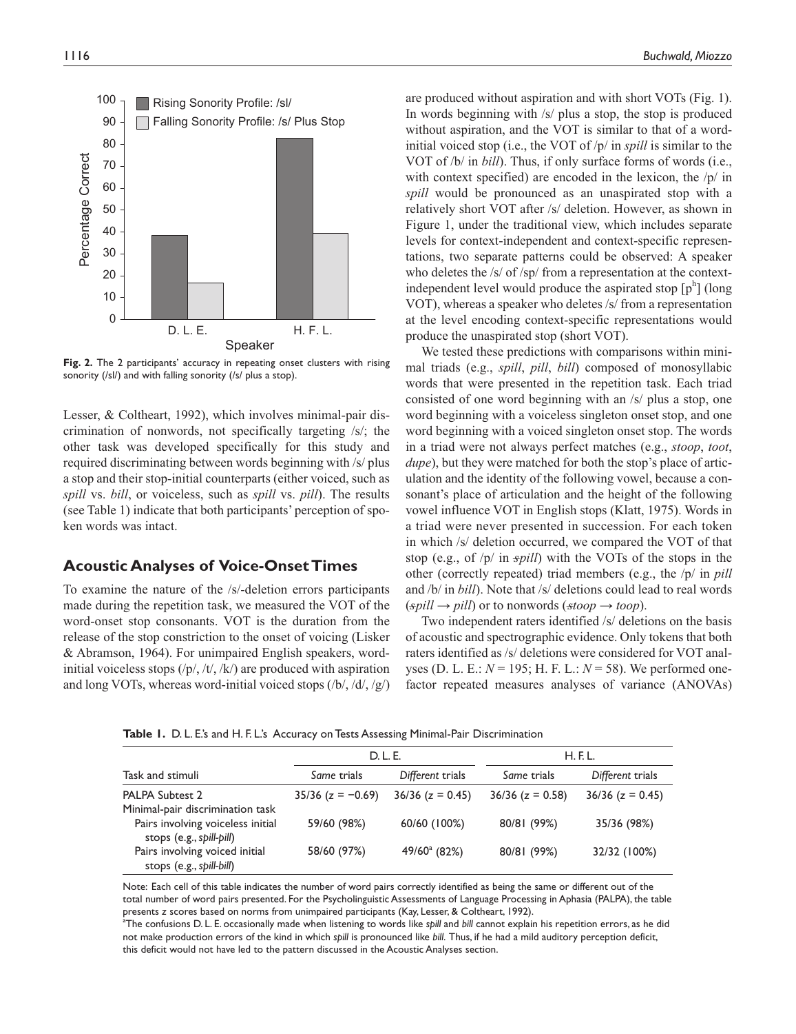Fig. 2. The 2 participants' accuracy in repeating onset clusters with rising sonority (/sl/) and with falling sonority (/s/ plus a stop).

Lesser, & Coltheart, 1992), which involves minimal-pair discrimination of nonwords, not specifically targeting /s/; the other task was developed specifically for this study and required discriminating between words beginning with /s/ plus a stop and their stop-initial counterparts (either voiced, such as *spill* vs. *bill*, or voiceless, such as *spill* vs. *pill*). The results (see Table 1) indicate that both participants' perception of spoken words was intact.

## Acoustic Analyses of Voice-Onset Times

To examine the nature of the /s/-deletion errors participants made during the repetition task, we measured the VOT of the word-onset stop consonants. VOT is the duration from the release of the stop constriction to the onset of voicing (Lisker & Abramson, 1964). For unimpaired English speakers, word-initial voiceless stops (/p/, /t/, /k/) are produced with aspiration and long VOTs, whereas word-initial voiced stops (/b/, /d/, /g/) are produced without aspiration and with short VOTs (Fig. 1). In words beginning with /s/ plus a stop, the stop is produced without aspiration, and the VOT is similar to that of a word-initial voiced stop (i.e., the VOT of /p/ in *spill* is similar to the VOT of /b/ in *bill*). Thus, if only surface forms of words (i.e., with context specified) are encoded in the lexicon, the /p/ in *spill* would be pronounced as an unaspirated stop with a relatively short VOT after /s/ deletion. However, as shown in Figure 1, under the traditional view, which includes separate levels for context-independent and context-specific representations, two separate patterns could be observed: A speaker who deletes the /s/ of /sp/ from a representation at the context-independent level would produce the aspirated stop [$p^h$] (long VOT), whereas a speaker who deletes /s/ from a representation at the level encoding context-specific representations would produce the unaspirated stop (short VOT).

We tested these predictions with comparisons within minimal triads (e.g., *spill*, *pill*, *bill*) composed of monosyllabic words that were presented in the repetition task. Each triad consisted of one word beginning with an /s/ plus a stop, one word beginning with a voiceless singleton onset stop, and one word beginning with a voiced singleton onset stop. The words in a triad were not always perfect matches (e.g., *stoop*, *toot*, *dupe*), but they were matched for both the stop's place of articulation and the identity of the following vowel, because a consonant's place of articulation and the height of the following vowel influence VOT in English stops (Klatt, 1975). Words in a triad were never presented in succession. For each token in which /s/ deletion occurred, we compared the VOT of that stop (e.g., of /p/ in ~~s~~*pill*) with the VOTs of the stops in the other (correctly repeated) triad members (e.g., the /p/ in *pill* and /b/ in *bill*). Note that /s/ deletions could lead to real words (~~s~~*pill* → *pill*) or to nonwords (~~s~~*toop* → *toop*).

Two independent raters identified /s/ deletions on the basis of acoustic and spectrographic evidence. Only tokens that both raters identified as /s/ deletions were considered for VOT analyses (D. L. E.: $N = 195$; H. F. L.: $N = 58$). We performed one-factor repeated measures analyses of variance (ANOVAs)

**Table 1.** D. L. E.'s and H. F. L.'s Accuracy on Tests Assessing Minimal-Pair Discrimination

| Task and stimuli | D. L. E. | | H. F. L. | |
|---|---|---|---|---|
| | *Same* trials | *Different* trials | *Same* trials | *Different* trials |
| PALPA Subtest 2 | 35/36 ($z = -0.69$) | 36/36 ($z = 0.45$) | 36/36 ($z = 0.58$) | 36/36 ($z = 0.45$) |
| Minimal-pair discrimination task | | | | |
| Pairs involving voiceless initial stops (e.g., *spill-pill*) | 59/60 (98%) | 60/60 (100%) | 80/81 (99%) | 35/36 (98%) |
| Pairs involving voiced initial stops (e.g., *spill-bill*) | 58/60 (97%) | 49/60[a] (82%) | 80/81 (99%) | 32/32 (100%) |

Note: Each cell of this table indicates the number of word pairs correctly identified as being the same or different out of the total number of word pairs presented. For the Psycholinguistic Assessments of Language Processing in Aphasia (PALPA), the table presents z scores based on norms from unimpaired participants (Kay, Lesser, & Coltheart, 1992).

[a]The confusions D. L. E. occasionally made when listening to words like *spill* and *bill* cannot explain his repetition errors, as he did not make production errors of the kind in which *spill* is pronounced like *bill*. Thus, if he had a mild auditory perception deficit, this deficit would not have led to the pattern discussed in the Acoustic Analyses section.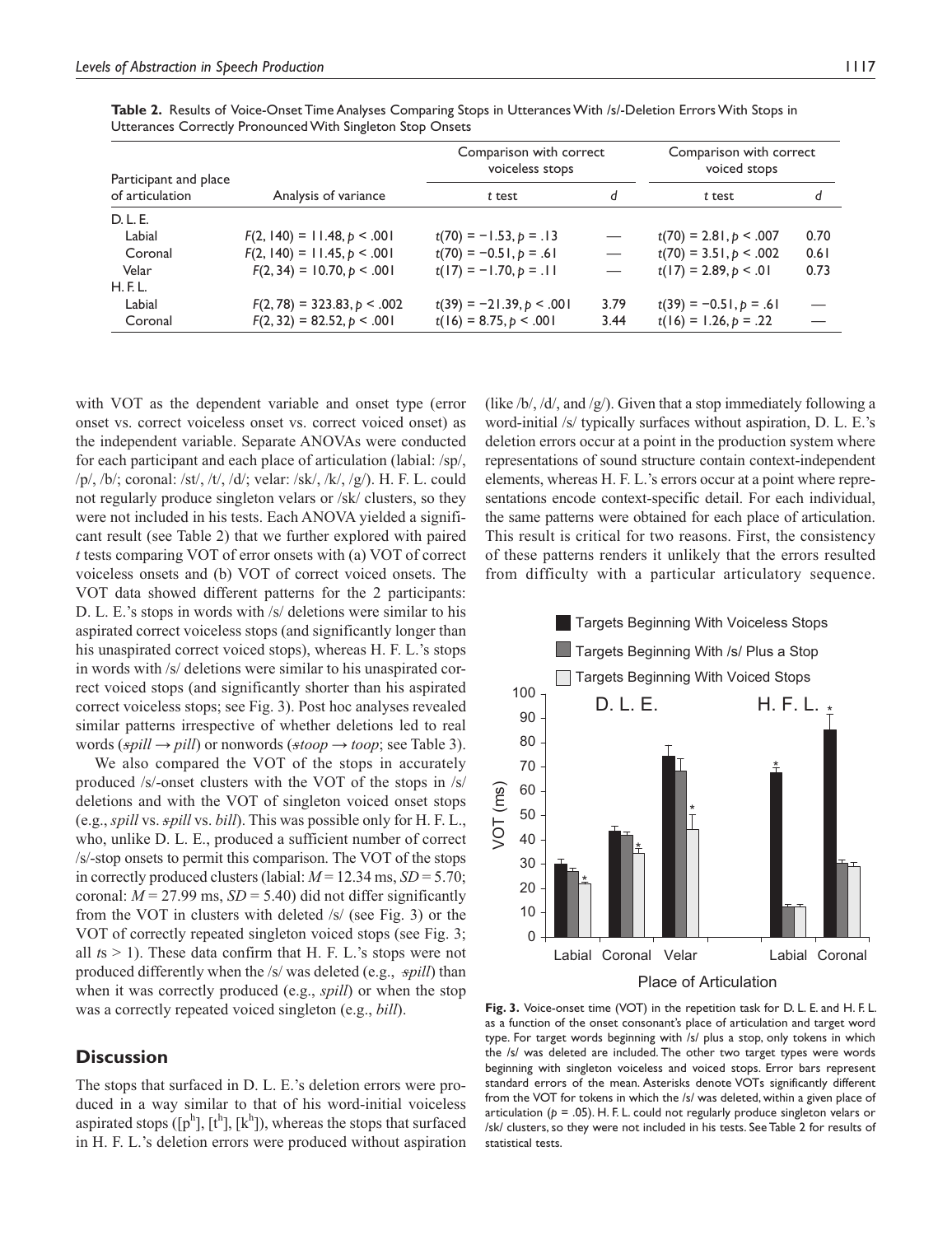**Table 2.** Results of Voice-Onset Time Analyses Comparing Stops in Utterances With /s/-Deletion Errors With Stops in Utterances Correctly Pronounced With Singleton Stop Onsets

| Participant and place of articulation | Analysis of variance | Comparison with correct voiceless stops | | Comparison with correct voiced stops | |
|---|---|---|---|---|---|
| | | *t* test | *d* | *t* test | *d* |
| D. L. E. | | | | | |
| Labial | $F(2, 140) = 11.48, p < .001$ | $t(70) = -1.53, p = .13$ | — | $t(70) = 2.81, p < .007$ | 0.70 |
| Coronal | $F(2, 140) = 11.45, p < .001$ | $t(70) = -0.51, p = .61$ | — | $t(70) = 3.51, p < .002$ | 0.61 |
| Velar | $F(2, 34) = 10.70, p < .001$ | $t(17) = -1.70, p = .11$ | — | $t(17) = 2.89, p < .01$ | 0.73 |
| H. F. L. | | | | | |
| Labial | $F(2, 78) = 323.83, p < .002$ | $t(39) = -21.39, p < .001$ | 3.79 | $t(39) = -0.51, p = .61$ | — |
| Coronal | $F(2, 32) = 82.52, p < .001$ | $t(16) = 8.75, p < .001$ | 3.44 | $t(16) = 1.26, p = .22$ | — |

with VOT as the dependent variable and onset type (error onset vs. correct voiceless onset vs. correct voiced onset) as the independent variable. Separate ANOVAs were conducted for each participant and each place of articulation (labial: /sp/, /p/, /b/; coronal: /st/, /t/, /d/; velar: /sk/, /k/, /g/). H. F. L. could not regularly produce singleton velars or /sk/ clusters, so they were not included in his tests. Each ANOVA yielded a significant result (see Table 2) that we further explored with paired *t* tests comparing VOT of error onsets with (a) VOT of correct voiceless onsets and (b) VOT of correct voiced onsets. The VOT data showed different patterns for the 2 participants: D. L. E.'s stops in words with /s/ deletions were similar to his aspirated correct voiceless stops (and significantly longer than his unaspirated correct voiced stops), whereas H. F. L.'s stops in words with /s/ deletions were similar to his unaspirated correct voiced stops (and significantly shorter than his aspirated correct voiceless stops; see Fig. 3). Post hoc analyses revealed similar patterns irrespective of whether deletions led to real words (*~~s~~pill* → *pill*) or nonwords (*~~s~~toop* → *toop*; see Table 3).

We also compared the VOT of the stops in accurately produced /s/-onset clusters with the VOT of the stops in /s/ deletions and with the VOT of singleton voiced onset stops (e.g., *spill* vs. *~~s~~pill* vs. *bill*). This was possible only for H. F. L., who, unlike D. L. E., produced a sufficient number of correct /s/-stop onsets to permit this comparison. The VOT of the stops in correctly produced clusters (labial: $M = 12.34$ ms, $SD = 5.70$; coronal: $M = 27.99$ ms, $SD = 5.40$) did not differ significantly from the VOT in clusters with deleted /s/ (see Fig. 3) or the VOT of correctly repeated singleton voiced stops (see Fig. 3; all *t*s > 1). These data confirm that H. F. L.'s stops were not produced differently when the /s/ was deleted (e.g., *~~s~~pill*) than when it was correctly produced (e.g., *spill*) or when the stop was a correctly repeated voiced singleton (e.g., *bill*).

## Discussion

The stops that surfaced in D. L. E.'s deletion errors were produced in a way similar to that of his word-initial voiceless aspirated stops ([$p^h$], [$t^h$], [$k^h$]), whereas the stops that surfaced in H. F. L.'s deletion errors were produced without aspiration (like /b/, /d/, and /g/). Given that a stop immediately following a word-initial /s/ typically surfaces without aspiration, D. L. E.'s deletion errors occur at a point in the production system where representations of sound structure contain context-independent elements, whereas H. F. L.'s errors occur at a point where representations encode context-specific detail. For each individual, the same patterns were obtained for each place of articulation. This result is critical for two reasons. First, the consistency of these patterns renders it unlikely that the errors resulted from difficulty with a particular articulatory sequence.

**Fig. 3.** Voice-onset time (VOT) in the repetition task for D. L. E. and H. F. L. as a function of the onset consonant's place of articulation and target word type. For target words beginning with /s/ plus a stop, only tokens in which the /s/ was deleted are included. The other two target types were words beginning with singleton voiceless and voiced stops. Error bars represent standard errors of the mean. Asterisks denote VOTs significantly different from the VOT for tokens in which the /s/ was deleted, within a given place of articulation ($p = .05$). H. F. L. could not regularly produce singleton velars or /sk/ clusters, so they were not included in his tests. See Table 2 for results of statistical tests.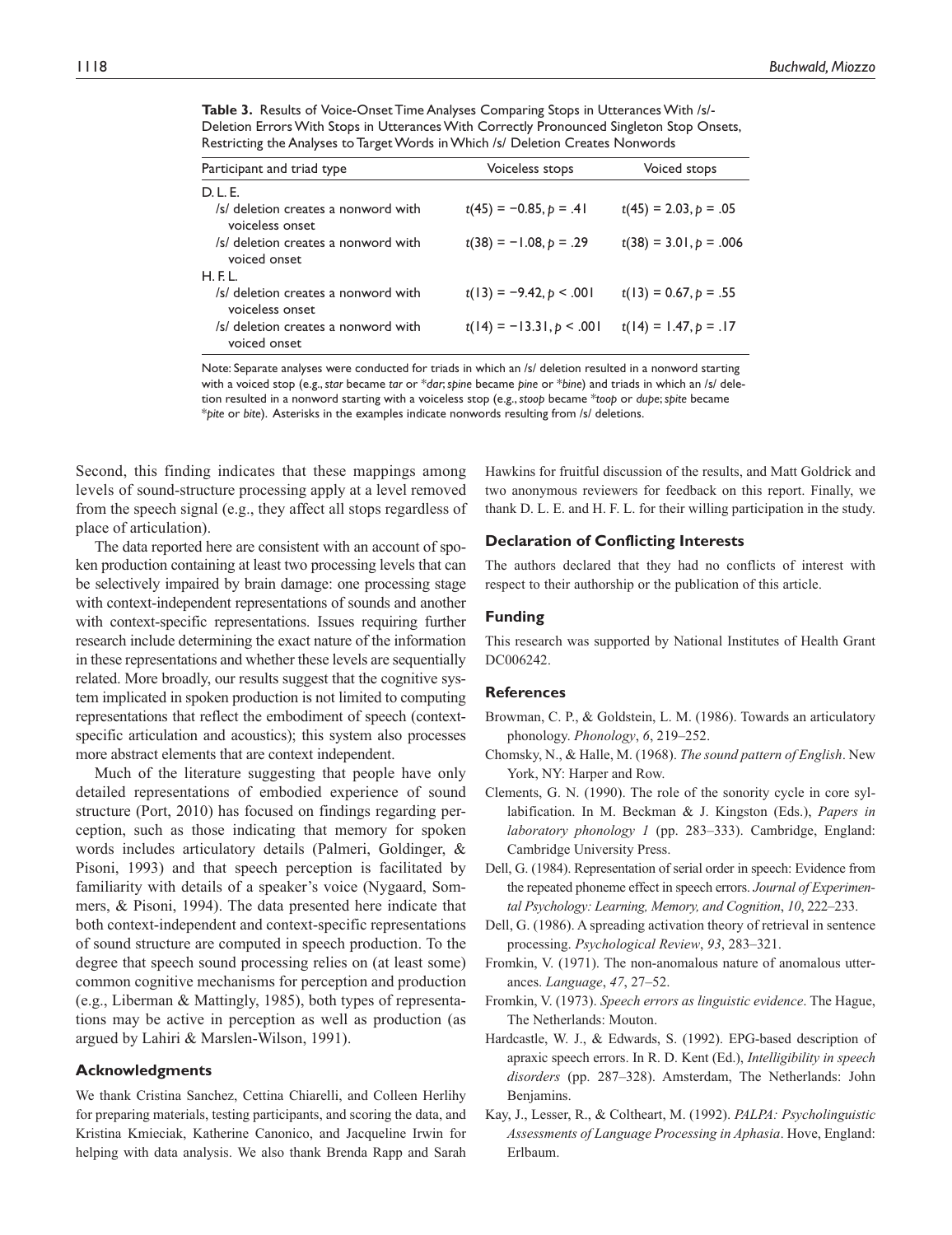**Table 3.** Results of Voice-Onset Time Analyses Comparing Stops in Utterances With /s/-Deletion Errors With Stops in Utterances With Correctly Pronounced Singleton Stop Onsets, Restricting the Analyses to Target Words in Which /s/ Deletion Creates Nonwords

| Participant and triad type | Voiceless stops | Voiced stops |
|---|---|---|
| D. L. E. | | |
| /s/ deletion creates a nonword with voiceless onset | $t(45) = -0.85, p = .41$ | $t(45) = 2.03, p = .05$ |
| /s/ deletion creates a nonword with voiced onset | $t(38) = -1.08, p = .29$ | $t(38) = 3.01, p = .006$ |
| H. F. L. | | |
| /s/ deletion creates a nonword with voiceless onset | $t(13) = -9.42, p < .001$ | $t(13) = 0.67, p = .55$ |
| /s/ deletion creates a nonword with voiced onset | $t(14) = -13.31, p < .001$ | $t(14) = 1.47, p = .17$ |

Note: Separate analyses were conducted for triads in which an /s/ deletion resulted in a nonword starting with a voiced stop (e.g., *star* became *tar* or **dar*; *spine* became *pine* or **bine*) and triads in which an /s/ deletion resulted in a nonword starting with a voiceless stop (e.g., *stoop* became **toop* or *dupe*; *spite* became **pite* or *bite*). Asterisks in the examples indicate nonwords resulting from /s/ deletions.

Second, this finding indicates that these mappings among levels of sound-structure processing apply at a level removed from the speech signal (e.g., they affect all stops regardless of place of articulation).

The data reported here are consistent with an account of spoken production containing at least two processing levels that can be selectively impaired by brain damage: one processing stage with context-independent representations of sounds and another with context-specific representations. Issues requiring further research include determining the exact nature of the information in these representations and whether these levels are sequentially related. More broadly, our results suggest that the cognitive system implicated in spoken production is not limited to computing representations that reflect the embodiment of speech (context-specific articulation and acoustics); this system also processes more abstract elements that are context independent.

Much of the literature suggesting that people have only detailed representations of embodied experience of sound structure (Port, 2010) has focused on findings regarding perception, such as those indicating that memory for spoken words includes articulatory details (Palmeri, Goldinger, & Pisoni, 1993) and that speech perception is facilitated by familiarity with details of a speaker's voice (Nygaard, Sommers, & Pisoni, 1994). The data presented here indicate that both context-independent and context-specific representations of sound structure are computed in speech production. To the degree that speech sound processing relies on (at least some) common cognitive mechanisms for perception and production (e.g., Liberman & Mattingly, 1985), both types of representations may be active in perception as well as production (as argued by Lahiri & Marslen-Wilson, 1991).

### Acknowledgments

We thank Cristina Sanchez, Cettina Chiarelli, and Colleen Herlihy for preparing materials, testing participants, and scoring the data, and Kristina Kmieciak, Katherine Canonico, and Jacqueline Irwin for helping with data analysis. We also thank Brenda Rapp and Sarah Hawkins for fruitful discussion of the results, and Matt Goldrick and two anonymous reviewers for feedback on this report. Finally, we thank D. L. E. and H. F. L. for their willing participation in the study.

### Declaration of Conflicting Interests

The authors declared that they had no conflicts of interest with respect to their authorship or the publication of this article.

### Funding

This research was supported by National Institutes of Health Grant DC006242.

### References

Browman, C. P., & Goldstein, L. M. (1986). Towards an articulatory phonology. *Phonology*, *6*, 219–252.

Chomsky, N., & Halle, M. (1968). *The sound pattern of English*. New York, NY: Harper and Row.

Clements, G. N. (1990). The role of the sonority cycle in core syllabification. In M. Beckman & J. Kingston (Eds.), *Papers in laboratory phonology 1* (pp. 283–333). Cambridge, England: Cambridge University Press.

Dell, G. (1984). Representation of serial order in speech: Evidence from the repeated phoneme effect in speech errors. *Journal of Experimental Psychology: Learning, Memory, and Cognition*, *10*, 222–233.

Dell, G. (1986). A spreading activation theory of retrieval in sentence processing. *Psychological Review*, *93*, 283–321.

Fromkin, V. (1971). The non-anomalous nature of anomalous utterances. *Language*, *47*, 27–52.

Fromkin, V. (1973). *Speech errors as linguistic evidence*. The Hague, The Netherlands: Mouton.

Hardcastle, W. J., & Edwards, S. (1992). EPG-based description of apraxic speech errors. In R. D. Kent (Ed.), *Intelligibility in speech disorders* (pp. 287–328). Amsterdam, The Netherlands: John Benjamins.

Kay, J., Lesser, R., & Coltheart, M. (1992). *PALPA: Psycholinguistic Assessments of Language Processing in Aphasia*. Hove, England: Erlbaum.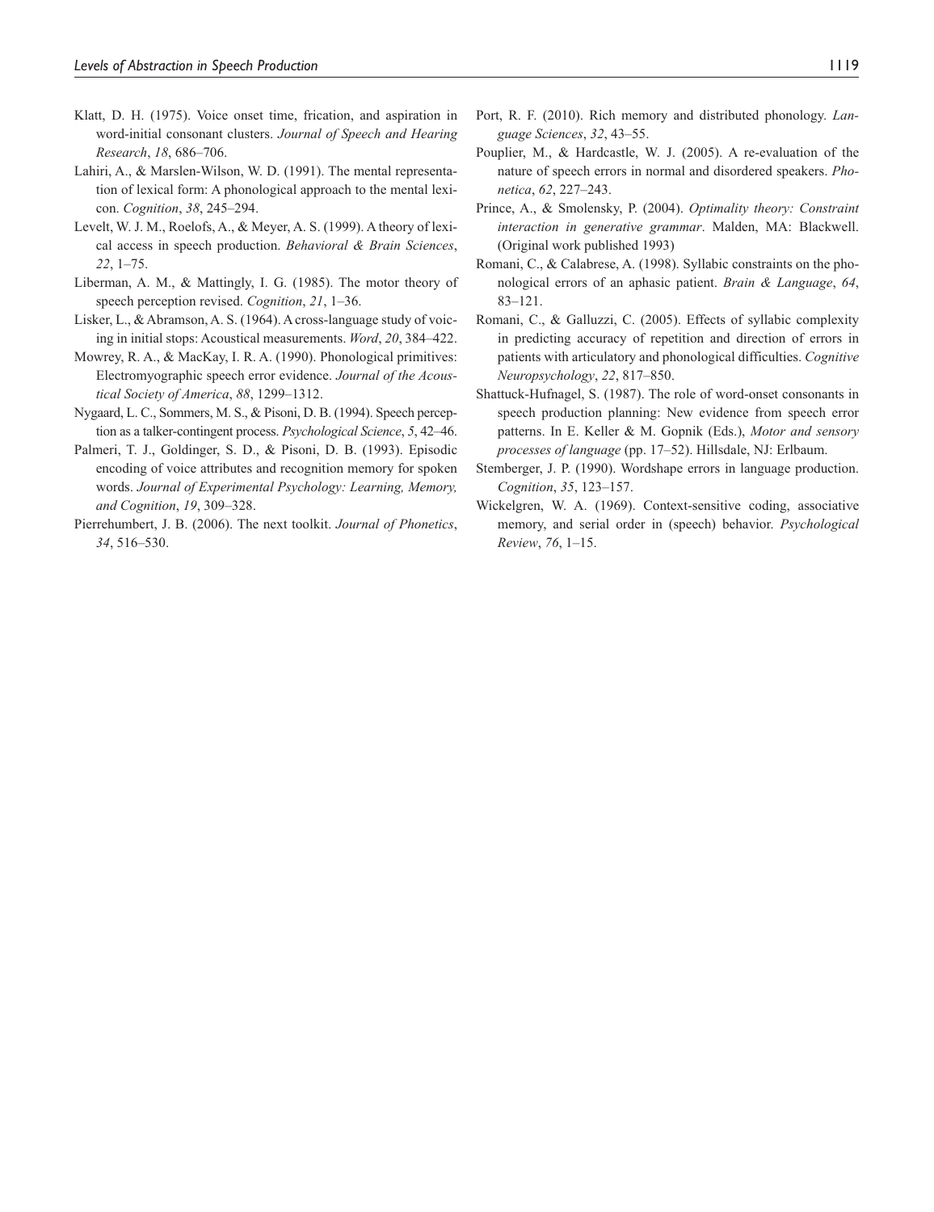Klatt, D. H. (1975). Voice onset time, frication, and aspiration in word-initial consonant clusters. *Journal of Speech and Hearing Research*, *18*, 686–706.

Lahiri, A., & Marslen-Wilson, W. D. (1991). The mental representation of lexical form: A phonological approach to the mental lexicon. *Cognition*, *38*, 245–294.

Levelt, W. J. M., Roelofs, A., & Meyer, A. S. (1999). A theory of lexical access in speech production. *Behavioral & Brain Sciences*, *22*, 1–75.

Liberman, A. M., & Mattingly, I. G. (1985). The motor theory of speech perception revised. *Cognition*, *21*, 1–36.

Lisker, L., & Abramson, A. S. (1964). A cross-language study of voicing in initial stops: Acoustical measurements. *Word*, *20*, 384–422.

Mowrey, R. A., & MacKay, I. R. A. (1990). Phonological primitives: Electromyographic speech error evidence. *Journal of the Acoustical Society of America*, *88*, 1299–1312.

Nygaard, L. C., Sommers, M. S., & Pisoni, D. B. (1994). Speech perception as a talker-contingent process. *Psychological Science*, *5*, 42–46.

Palmeri, T. J., Goldinger, S. D., & Pisoni, D. B. (1993). Episodic encoding of voice attributes and recognition memory for spoken words. *Journal of Experimental Psychology: Learning, Memory, and Cognition*, *19*, 309–328.

Pierrehumbert, J. B. (2006). The next toolkit. *Journal of Phonetics*, *34*, 516–530.

Port, R. F. (2010). Rich memory and distributed phonology. *Language Sciences*, *32*, 43–55.

Pouplier, M., & Hardcastle, W. J. (2005). A re-evaluation of the nature of speech errors in normal and disordered speakers. *Phonetica*, *62*, 227–243.

Prince, A., & Smolensky, P. (2004). *Optimality theory: Constraint interaction in generative grammar*. Malden, MA: Blackwell. (Original work published 1993)

Romani, C., & Calabrese, A. (1998). Syllabic constraints on the phonological errors of an aphasic patient. *Brain & Language*, *64*, 83–121.

Romani, C., & Galluzzi, C. (2005). Effects of syllabic complexity in predicting accuracy of repetition and direction of errors in patients with articulatory and phonological difficulties. *Cognitive Neuropsychology*, *22*, 817–850.

Shattuck-Hufnagel, S. (1987). The role of word-onset consonants in speech production planning: New evidence from speech error patterns. In E. Keller & M. Gopnik (Eds.), *Motor and sensory processes of language* (pp. 17–52). Hillsdale, NJ: Erlbaum.

Stemberger, J. P. (1990). Wordshape errors in language production. *Cognition*, *35*, 123–157.

Wickelgren, W. A. (1969). Context-sensitive coding, associative memory, and serial order in (speech) behavior. *Psychological Review*, *76*, 1–15.